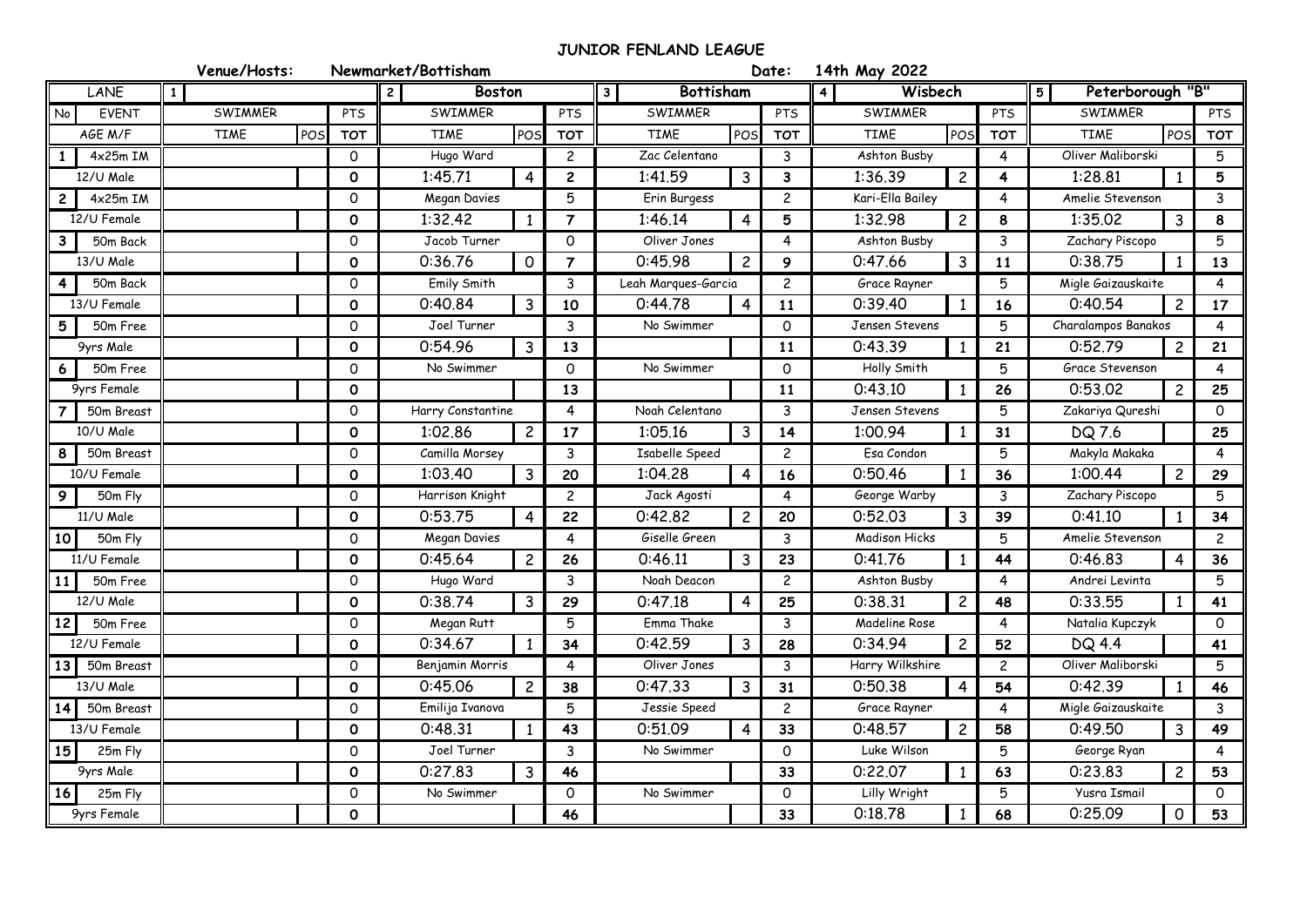# JUNIOR FENLAND LEAGUE

**Venue/Hosts:** Newmarket/Bottisham **Date:** 14th May 2022

| LANE | | 1 | | | 2 Boston | | | 3 Bottisham | | | 4 Wisbech | | | 5 Peterborough "B" | | |
|---|---|---|---|---|---|---|---|---|---|---|---|---|---|---|---|---|
| No | EVENT | SWIMMER | | PTS | SWIMMER | | PTS | SWIMMER | | PTS | SWIMMER | | PTS | SWIMMER | | PTS |
| | AGE M/F | TIME | POS | TOT | TIME | POS | TOT | TIME | POS | TOT | TIME | POS | TOT | TIME | POS | TOT |
| 1 | 4x25m IM | | | 0 | Hugo Ward | | 2 | Zac Celentano | | 3 | Ashton Busby | | 4 | Oliver Maliborski | | 5 |
| | 12/U Male | | | 0 | 1:45.71 | 4 | 2 | 1:41.59 | 3 | 3 | 1:36.39 | 2 | 4 | 1:28.81 | 1 | 5 |
| 2 | 4x25m IM | | | 0 | Megan Davies | | 5 | Erin Burgess | | 2 | Kari-Ella Bailey | | 4 | Amelie Stevenson | | 3 |
| | 12/U Female | | | 0 | 1:32.42 | 1 | 7 | 1:46.14 | 4 | 5 | 1:32.98 | 2 | 8 | 1:35.02 | 3 | 8 |
| 3 | 50m Back | | | 0 | Jacob Turner | | 0 | Oliver Jones | | 4 | Ashton Busby | | 3 | Zachary Piscopo | | 5 |
| | 13/U Male | | | 0 | 0:36.76 | 0 | 7 | 0:45.98 | 2 | 9 | 0:47.66 | 3 | 11 | 0:38.75 | 1 | 13 |
| 4 | 50m Back | | | 0 | Emily Smith | | 3 | Leah Marques-Garcia | | 2 | Grace Rayner | | 5 | Migle Gaizauskaite | | 4 |
| | 13/U Female | | | 0 | 0:40.84 | 3 | 10 | 0:44.78 | 4 | 11 | 0:39.40 | 1 | 16 | 0:40.54 | 2 | 17 |
| 5 | 50m Free | | | 0 | Joel Turner | | 3 | No Swimmer | | 0 | Jensen Stevens | | 5 | Charalampos Banakos | | 4 |
| | 9yrs Male | | | 0 | 0:54.96 | 3 | 13 | | | 11 | 0:43.39 | 1 | 21 | 0:52.79 | 2 | 21 |
| 6 | 50m Free | | | 0 | No Swimmer | | 0 | No Swimmer | | 0 | Holly Smith | | 5 | Grace Stevenson | | 4 |
| | 9yrs Female | | | 0 | | | 13 | | | 11 | 0:43.10 | 1 | 26 | 0:53.02 | 2 | 25 |
| 7 | 50m Breast | | | 0 | Harry Constantine | | 4 | Noah Celentano | | 3 | Jensen Stevens | | 5 | Zakariya Qureshi | | 0 |
| | 10/U Male | | | 0 | 1:02.86 | 2 | 17 | 1:05.16 | 3 | 14 | 1:00.94 | 1 | 31 | DQ 7.6 | | 25 |
| 8 | 50m Breast | | | 0 | Camilla Morsey | | 3 | Isabelle Speed | | 2 | Esa Condon | | 5 | Makyla Makaka | | 4 |
| | 10/U Female | | | 0 | 1:03.40 | 3 | 20 | 1:04.28 | 4 | 16 | 0:50.46 | 1 | 36 | 1:00.44 | 2 | 29 |
| 9 | 50m Fly | | | 0 | Harrison Knight | | 2 | Jack Agosti | | 4 | George Warby | | 3 | Zachary Piscopo | | 5 |
| | 11/U Male | | | 0 | 0:53.75 | 4 | 22 | 0:42.82 | 2 | 20 | 0:52.03 | 3 | 39 | 0:41.10 | 1 | 34 |
| 10 | 50m Fly | | | 0 | Megan Davies | | 4 | Giselle Green | | 3 | Madison Hicks | | 5 | Amelie Stevenson | | 2 |
| | 11/U Female | | | 0 | 0:45.64 | 2 | 26 | 0:46.11 | 3 | 23 | 0:41.76 | 1 | 44 | 0:46.83 | 4 | 36 |
| 11 | 50m Free | | | 0 | Hugo Ward | | 3 | Noah Deacon | | 2 | Ashton Busby | | 4 | Andrei Levinta | | 5 |
| | 12/U Male | | | 0 | 0:38.74 | 3 | 29 | 0:47.18 | 4 | 25 | 0:38.31 | 2 | 48 | 0:33.55 | 1 | 41 |
| 12 | 50m Free | | | 0 | Megan Rutt | | 5 | Emma Thake | | 3 | Madeline Rose | | 4 | Natalia Kupczyk | | 0 |
| | 12/U Female | | | 0 | 0:34.67 | 1 | 34 | 0:42.59 | 3 | 28 | 0:34.94 | 2 | 52 | DQ 4.4 | | 41 |
| 13 | 50m Breast | | | 0 | Benjamin Morris | | 4 | Oliver Jones | | 3 | Harry Wilkshire | | 2 | Oliver Maliborski | | 5 |
| | 13/U Male | | | 0 | 0:45.06 | 2 | 38 | 0:47.33 | 3 | 31 | 0:50.38 | 4 | 54 | 0:42.39 | 1 | 46 |
| 14 | 50m Breast | | | 0 | Emilija Ivanova | | 5 | Jessie Speed | | 2 | Grace Rayner | | 4 | Migle Gaizauskaite | | 3 |
| | 13/U Female | | | 0 | 0:48.31 | 1 | 43 | 0:51.09 | 4 | 33 | 0:48.57 | 2 | 58 | 0:49.50 | 3 | 49 |
| 15 | 25m Fly | | | 0 | Joel Turner | | 3 | No Swimmer | | 0 | Luke Wilson | | 5 | George Ryan | | 4 |
| | 9yrs Male | | | 0 | 0:27.83 | 3 | 46 | | | 33 | 0:22.07 | 1 | 63 | 0:23.83 | 2 | 53 |
| 16 | 25m Fly | | | 0 | No Swimmer | | 0 | No Swimmer | | 0 | Lilly Wright | | 5 | Yusra Ismail | | 0 |
| | 9yrs Female | | | 0 | | | 46 | | | 33 | 0:18.78 | 1 | 68 | 0:25.09 | 0 | 53 |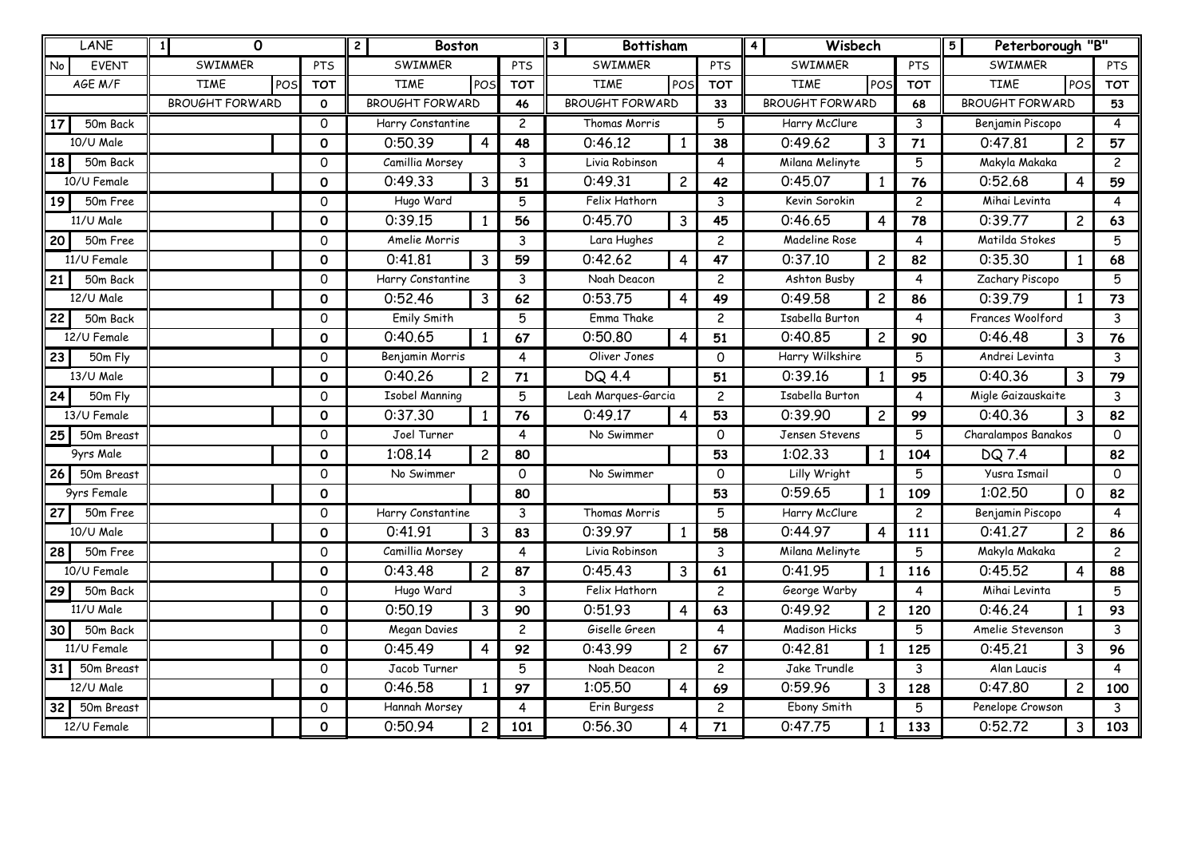| LANE | 1 | 0 | | | 2 | Boston | | | 3 | Bottisham | | | 4 | Wisbech | | | 5 | Peterborough "B" | | |
|---|---|---|---|---|---|---|---|---|---|---|---|---|---|---|---|---|---|---|---|---|
| No | EVENT | SWIMMER | | PTS | | SWIMMER | | PTS | | SWIMMER | | PTS | | SWIMMER | | PTS | | SWIMMER | | PTS |
| | AGE M/F | TIME | POS | TOT | | TIME | POS | TOT | | TIME | POS | TOT | | TIME | POS | TOT | | TIME | POS | TOT |
| | | BROUGHT FORWARD | | 0 | | BROUGHT FORWARD | | 46 | | BROUGHT FORWARD | | 33 | | BROUGHT FORWARD | | 68 | | BROUGHT FORWARD | | 53 |
| 17 | 50m Back | | | 0 | | Harry Constantine | | 2 | | Thomas Morris | | 5 | | Harry McClure | | 3 | | Benjamin Piscopo | | 4 |
| | 10/U Male | | | 0 | | 0:50.39 | 4 | 48 | | 0:46.12 | 1 | 38 | | 0:49.62 | 3 | 71 | | 0:47.81 | 2 | 57 |
| 18 | 50m Back | | | 0 | | Camillia Morsey | | 3 | | Livia Robinson | | 4 | | Milana Melinyte | | 5 | | Makyla Makaka | | 2 |
| | 10/U Female | | | 0 | | 0:49.33 | 3 | 51 | | 0:49.31 | 2 | 42 | | 0:45.07 | 1 | 76 | | 0:52.68 | 4 | 59 |
| 19 | 50m Free | | | 0 | | Hugo Ward | | 5 | | Felix Hathorn | | 3 | | Kevin Sorokin | | 2 | | Mihai Levinta | | 4 |
| | 11/U Male | | | 0 | | 0:39.15 | 1 | 56 | | 0:45.70 | 3 | 45 | | 0:46.65 | 4 | 78 | | 0:39.77 | 2 | 63 |
| 20 | 50m Free | | | 0 | | Amelie Morris | | 3 | | Lara Hughes | | 2 | | Madeline Rose | | 4 | | Matilda Stokes | | 5 |
| | 11/U Female | | | 0 | | 0:41.81 | 3 | 59 | | 0:42.62 | 4 | 47 | | 0:37.10 | 2 | 82 | | 0:35.30 | 1 | 68 |
| 21 | 50m Back | | | 0 | | Harry Constantine | | 3 | | Noah Deacon | | 2 | | Ashton Busby | | 4 | | Zachary Piscopo | | 5 |
| | 12/U Male | | | 0 | | 0:52.46 | 3 | 62 | | 0:53.75 | 4 | 49 | | 0:49.58 | 2 | 86 | | 0:39.79 | 1 | 73 |
| 22 | 50m Back | | | 0 | | Emily Smith | | 5 | | Emma Thake | | 2 | | Isabella Burton | | 4 | | Frances Woolford | | 3 |
| | 12/U Female | | | 0 | | 0:40.65 | 1 | 67 | | 0:50.80 | 4 | 51 | | 0:40.85 | 2 | 90 | | 0:46.48 | 3 | 76 |
| 23 | 50m Fly | | | 0 | | Benjamin Morris | | 4 | | Oliver Jones | | 0 | | Harry Wilkshire | | 5 | | Andrei Levinta | | 3 |
| | 13/U Male | | | 0 | | 0:40.26 | 2 | 71 | | DQ 4.4 | | 51 | | 0:39.16 | 1 | 95 | | 0:40.36 | 3 | 79 |
| 24 | 50m Fly | | | 0 | | Isobel Manning | | 5 | | Leah Marques-Garcia | | 2 | | Isabella Burton | | 4 | | Migle Gaizauskaite | | 3 |
| | 13/U Female | | | 0 | | 0:37.30 | 1 | 76 | | 0:49.17 | 4 | 53 | | 0:39.90 | 2 | 99 | | 0:40.36 | 3 | 82 |
| 25 | 50m Breast | | | 0 | | Joel Turner | | 4 | | No Swimmer | | 0 | | Jensen Stevens | | 5 | | Charalampos Banakos | | 0 |
| | 9yrs Male | | | 0 | | 1:08.14 | 2 | 80 | | | | 53 | | 1:02.33 | 1 | 104 | | DQ 7.4 | | 82 |
| 26 | 50m Breast | | | 0 | | No Swimmer | | 0 | | No Swimmer | | 0 | | Lilly Wright | | 5 | | Yusra Ismail | | 0 |
| | 9yrs Female | | | 0 | | | | 80 | | | | 53 | | 0:59.65 | 1 | 109 | | 1:02.50 | 0 | 82 |
| 27 | 50m Free | | | 0 | | Harry Constantine | | 3 | | Thomas Morris | | 5 | | Harry McClure | | 2 | | Benjamin Piscopo | | 4 |
| | 10/U Male | | | 0 | | 0:41.91 | 3 | 83 | | 0:39.97 | 1 | 58 | | 0:44.97 | 4 | 111 | | 0:41.27 | 2 | 86 |
| 28 | 50m Free | | | 0 | | Camillia Morsey | | 4 | | Livia Robinson | | 3 | | Milana Melinyte | | 5 | | Makyla Makaka | | 2 |
| | 10/U Female | | | 0 | | 0:43.48 | 2 | 87 | | 0:45.43 | 3 | 61 | | 0:41.95 | 1 | 116 | | 0:45.52 | 4 | 88 |
| 29 | 50m Back | | | 0 | | Hugo Ward | | 3 | | Felix Hathorn | | 2 | | George Warby | | 4 | | Mihai Levinta | | 5 |
| | 11/U Male | | | 0 | | 0:50.19 | 3 | 90 | | 0:51.93 | 4 | 63 | | 0:49.92 | 2 | 120 | | 0:46.24 | 1 | 93 |
| 30 | 50m Back | | | 0 | | Megan Davies | | 2 | | Giselle Green | | 4 | | Madison Hicks | | 5 | | Amelie Stevenson | | 3 |
| | 11/U Female | | | 0 | | 0:45.49 | 4 | 92 | | 0:43.99 | 2 | 67 | | 0:42.81 | 1 | 125 | | 0:45.21 | 3 | 96 |
| 31 | 50m Breast | | | 0 | | Jacob Turner | | 5 | | Noah Deacon | | 2 | | Jake Trundle | | 3 | | Alan Laucis | | 4 |
| | 12/U Male | | | 0 | | 0:46.58 | 1 | 97 | | 1:05.50 | 4 | 69 | | 0:59.96 | 3 | 128 | | 0:47.80 | 2 | 100 |
| 32 | 50m Breast | | | 0 | | Hannah Morsey | | 4 | | Erin Burgess | | 2 | | Ebony Smith | | 5 | | Penelope Crowson | | 3 |
| | 12/U Female | | | 0 | | 0:50.94 | 2 | 101 | | 0:56.30 | 4 | 71 | | 0:47.75 | 1 | 133 | | 0:52.72 | 3 | 103 |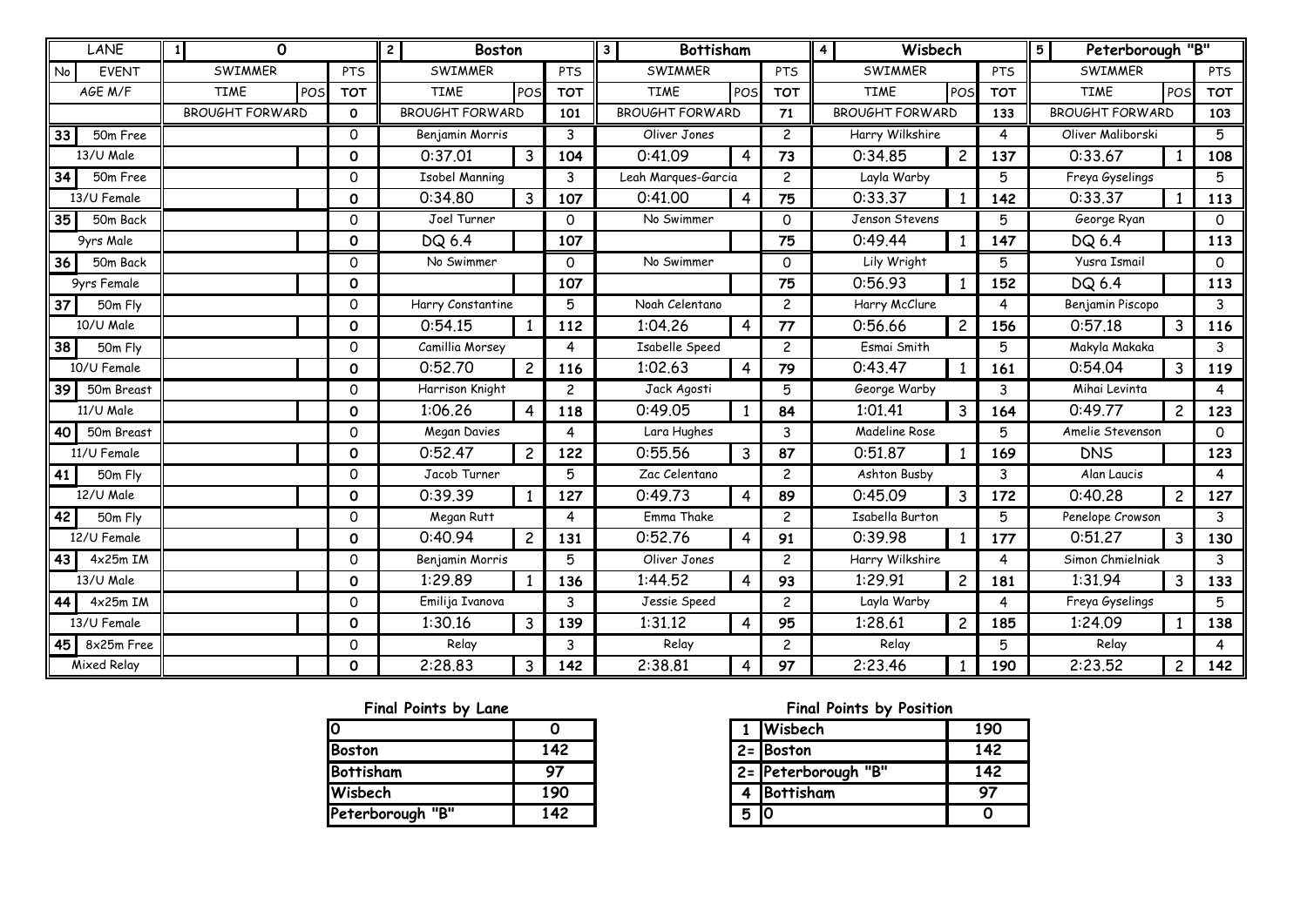| LANE | | 1 | 0 | | | 2 | Boston | | | 3 | Bottisham | | | 4 | Wisbech | | | 5 | Peterborough "B" | | |
|---|---|---|---|---|---|---|---|---|---|---|---|---|---|---|---|---|---|---|---|---|---|
| No | EVENT | | SWIMMER | | PTS | | SWIMMER | | PTS | | SWIMMER | | PTS | | SWIMMER | | PTS | | SWIMMER | | PTS |
| AGE M/F | | | TIME | POS | TOT | | TIME | POS | TOT | | TIME | POS | TOT | | TIME | POS | TOT | | TIME | POS | TOT |
| | | | BROUGHT FORWARD | | 0 | | BROUGHT FORWARD | | 101 | | BROUGHT FORWARD | | 71 | | BROUGHT FORWARD | | 133 | | BROUGHT FORWARD | | 103 |
| 33 | 50m Free | | | | 0 | | Benjamin Morris | | 3 | | Oliver Jones | | 2 | | Harry Wilkshire | | 4 | | Oliver Maliborski | | 5 |
| 13/U Male | | | | | 0 | | 0:37.01 | 3 | 104 | | 0:41.09 | 4 | 73 | | 0:34.85 | 2 | 137 | | 0:33.67 | 1 | 108 |
| 34 | 50m Free | | | | 0 | | Isobel Manning | | 3 | | Leah Marques-Garcia | | 2 | | Layla Warby | | 5 | | Freya Gyselings | | 5 |
| 13/U Female | | | | | 0 | | 0:34.80 | 3 | 107 | | 0:41.00 | 4 | 75 | | 0:33.37 | 1 | 142 | | 0:33.37 | 1 | 113 |
| 35 | 50m Back | | | | 0 | | Joel Turner | | 0 | | No Swimmer | | 0 | | Jenson Stevens | | 5 | | George Ryan | | 0 |
| 9yrs Male | | | | | 0 | | DQ 6.4 | | 107 | | | | 75 | | 0:49.44 | 1 | 147 | | DQ 6.4 | | 113 |
| 36 | 50m Back | | | | 0 | | No Swimmer | | 0 | | No Swimmer | | 0 | | Lily Wright | | 5 | | Yusra Ismail | | 0 |
| 9yrs Female | | | | | 0 | | | | 107 | | | | 75 | | 0:56.93 | 1 | 152 | | DQ 6.4 | | 113 |
| 37 | 50m Fly | | | | 0 | | Harry Constantine | | 5 | | Noah Celentano | | 2 | | Harry McClure | | 4 | | Benjamin Piscopo | | 3 |
| 10/U Male | | | | | 0 | | 0:54.15 | 1 | 112 | | 1:04.26 | 4 | 77 | | 0:56.66 | 2 | 156 | | 0:57.18 | 3 | 116 |
| 38 | 50m Fly | | | | 0 | | Camillia Morsey | | 4 | | Isabelle Speed | | 2 | | Esmai Smith | | 5 | | Makyla Makaka | | 3 |
| 10/U Female | | | | | 0 | | 0:52.70 | 2 | 116 | | 1:02.63 | 4 | 79 | | 0:43.47 | 1 | 161 | | 0:54.04 | 3 | 119 |
| 39 | 50m Breast | | | | 0 | | Harrison Knight | | 2 | | Jack Agosti | | 5 | | George Warby | | 3 | | Mihai Levinta | | 4 |
| 11/U Male | | | | | 0 | | 1:06.26 | 4 | 118 | | 0:49.05 | 1 | 84 | | 1:01.41 | 3 | 164 | | 0:49.77 | 2 | 123 |
| 40 | 50m Breast | | | | 0 | | Megan Davies | | 4 | | Lara Hughes | | 3 | | Madeline Rose | | 5 | | Amelie Stevenson | | 0 |
| 11/U Female | | | | | 0 | | 0:52.47 | 2 | 122 | | 0:55.56 | 3 | 87 | | 0:51.87 | 1 | 169 | | DNS | | 123 |
| 41 | 50m Fly | | | | 0 | | Jacob Turner | | 5 | | Zac Celentano | | 2 | | Ashton Busby | | 3 | | Alan Laucis | | 4 |
| 12/U Male | | | | | 0 | | 0:39.39 | 1 | 127 | | 0:49.73 | 4 | 89 | | 0:45.09 | 3 | 172 | | 0:40.28 | 2 | 127 |
| 42 | 50m Fly | | | | 0 | | Megan Rutt | | 4 | | Emma Thake | | 2 | | Isabella Burton | | 5 | | Penelope Crowson | | 3 |
| 12/U Female | | | | | 0 | | 0:40.94 | 2 | 131 | | 0:52.76 | 4 | 91 | | 0:39.98 | 1 | 177 | | 0:51.27 | 3 | 130 |
| 43 | 4x25m IM | | | | 0 | | Benjamin Morris | | 5 | | Oliver Jones | | 2 | | Harry Wilkshire | | 4 | | Simon Chmielniak | | 3 |
| 13/U Male | | | | | 0 | | 1:29.89 | 1 | 136 | | 1:44.52 | 4 | 93 | | 1:29.91 | 2 | 181 | | 1:31.94 | 3 | 133 |
| 44 | 4x25m IM | | | | 0 | | Emilija Ivanova | | 3 | | Jessie Speed | | 2 | | Layla Warby | | 4 | | Freya Gyselings | | 5 |
| 13/U Female | | | | | 0 | | 1:30.16 | 3 | 139 | | 1:31.12 | 4 | 95 | | 1:28.61 | 2 | 185 | | 1:24.09 | 1 | 138 |
| 45 | 8x25m Free | | | | 0 | | Relay | | 3 | | Relay | | 2 | | Relay | | 5 | | Relay | | 4 |
| Mixed Relay | | | | | 0 | | 2:28.83 | 3 | 142 | | 2:38.81 | 4 | 97 | | 2:23.46 | 1 | 190 | | 2:23.52 | 2 | 142 |

**Final Points by Lane**

| | |
|---|---|
| 0 | 0 |
| Boston | 142 |
| Bottisham | 97 |
| Wisbech | 190 |
| Peterborough "B" | 142 |

**Final Points by Position**

| | | |
|---|---|---|
| 1 | Wisbech | 190 |
| 2= | Boston | 142 |
| 2= | Peterborough "B" | 142 |
| 4 | Bottisham | 97 |
| 5 | 0 | 0 |